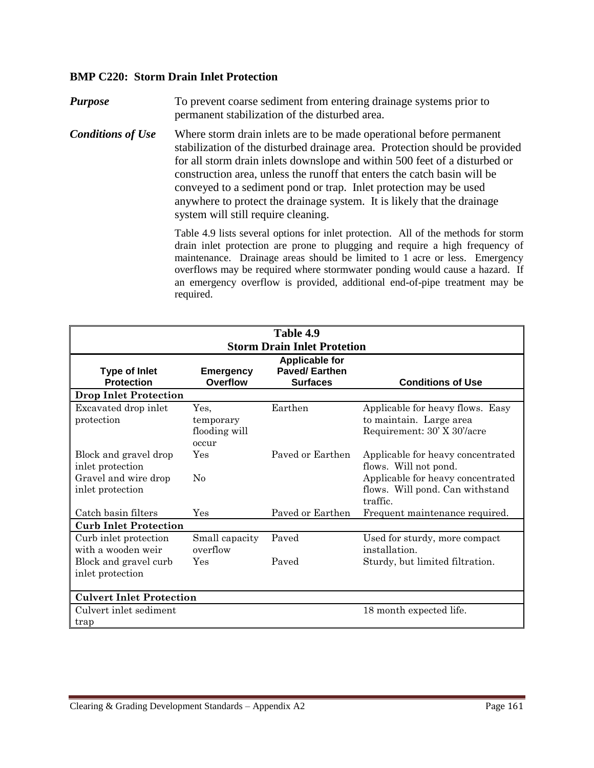### BMP C220: Storm Drain Inlet Protection

***Purpose*** To prevent coarse sediment from entering drainage systems prior to permanent stabilization of the disturbed area.

***Conditions of Use*** Where storm drain inlets are to be made operational before permanent stabilization of the disturbed drainage area. Protection should be provided for all storm drain inlets downslope and within 500 feet of a disturbed or construction area, unless the runoff that enters the catch basin will be conveyed to a sediment pond or trap. Inlet protection may be used anywhere to protect the drainage system. It is likely that the drainage system will still require cleaning.

Table 4.9 lists several options for inlet protection. All of the methods for storm drain inlet protection are prone to plugging and require a high frequency of maintenance. Drainage areas should be limited to 1 acre or less. Emergency overflows may be required where stormwater ponding would cause a hazard. If an emergency overflow is provided, additional end-of-pipe treatment may be required.

**Table 4.9**
**Storm Drain Inlet Protetion**

| Type of Inlet Protection | Emergency Overflow | Applicable for Paved/ Earthen Surfaces | Conditions of Use |
|---|---|---|---|
| **Drop Inlet Protection** | | | |
| Excavated drop inlet protection | Yes, temporary flooding will occur | Earthen | Applicable for heavy flows. Easy to maintain. Large area Requirement: 30' X 30'/acre |
| Block and gravel drop inlet protection | Yes | Paved or Earthen | Applicable for heavy concentrated flows. Will not pond. |
| Gravel and wire drop inlet protection | No | | Applicable for heavy concentrated flows. Will pond. Can withstand traffic. |
| Catch basin filters | Yes | Paved or Earthen | Frequent maintenance required. |
| **Curb Inlet Protection** | | | |
| Curb inlet protection with a wooden weir | Small capacity overflow | Paved | Used for sturdy, more compact installation. |
| Block and gravel curb inlet protection | Yes | Paved | Sturdy, but limited filtration. |
| **Culvert Inlet Protection** | | | |
| Culvert inlet sediment trap | | | 18 month expected life. |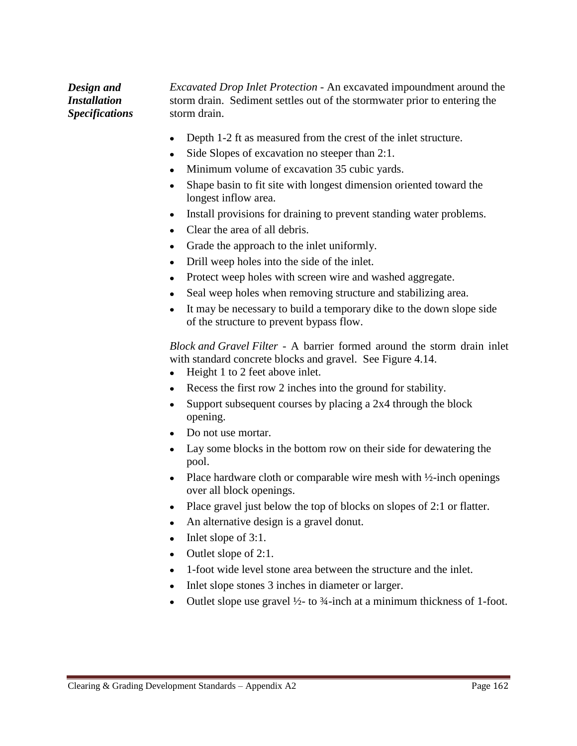***Design and Installation Specifications***

*Excavated Drop Inlet Protection* - An excavated impoundment around the storm drain. Sediment settles out of the stormwater prior to entering the storm drain.

- Depth 1-2 ft as measured from the crest of the inlet structure.
- Side Slopes of excavation no steeper than 2:1.
- Minimum volume of excavation 35 cubic yards.
- Shape basin to fit site with longest dimension oriented toward the longest inflow area.
- Install provisions for draining to prevent standing water problems.
- Clear the area of all debris.
- Grade the approach to the inlet uniformly.
- Drill weep holes into the side of the inlet.
- Protect weep holes with screen wire and washed aggregate.
- Seal weep holes when removing structure and stabilizing area.
- It may be necessary to build a temporary dike to the down slope side of the structure to prevent bypass flow.

*Block and Gravel Filter* - A barrier formed around the storm drain inlet with standard concrete blocks and gravel. See Figure 4.14.

- Height 1 to 2 feet above inlet.
- Recess the first row 2 inches into the ground for stability.
- Support subsequent courses by placing a 2x4 through the block opening.
- Do not use mortar.
- Lay some blocks in the bottom row on their side for dewatering the pool.
- Place hardware cloth or comparable wire mesh with ½-inch openings over all block openings.
- Place gravel just below the top of blocks on slopes of 2:1 or flatter.
- An alternative design is a gravel donut.
- Inlet slope of 3:1.
- Outlet slope of 2:1.
- 1-foot wide level stone area between the structure and the inlet.
- Inlet slope stones 3 inches in diameter or larger.
- Outlet slope use gravel ½- to ¾-inch at a minimum thickness of 1-foot.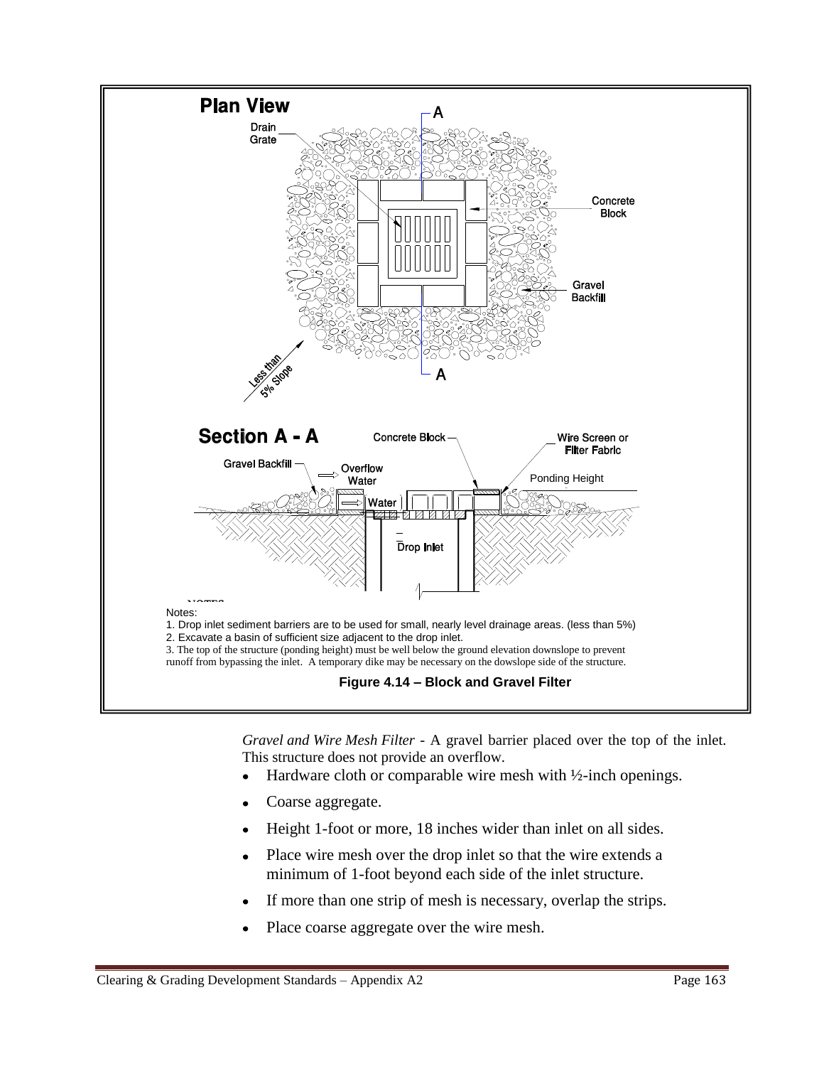Plan View

Drain Grate

A

Concrete Block

Gravel Backfill

Less than 5% Slope

A

Section A - A

Concrete Block

Wire Screen or Filter Fabric

Gravel Backfill

Overflow Water

Ponding Height

Water

Drop Inlet

Notes:

1. Drop inlet sediment barriers are to be used for small, nearly level drainage areas. (less than 5%)
2. Excavate a basin of sufficient size adjacent to the drop inlet.
3. The top of the structure (ponding height) must be well below the ground elevation downslope to prevent runoff from bypassing the inlet. A temporary dike may be necessary on the dowslope side of the structure.

**Figure 4.14 – Block and Gravel Filter**

*Gravel and Wire Mesh Filter* - A gravel barrier placed over the top of the inlet. This structure does not provide an overflow.

- Hardware cloth or comparable wire mesh with ½-inch openings.
- Coarse aggregate.
- Height 1-foot or more, 18 inches wider than inlet on all sides.
- Place wire mesh over the drop inlet so that the wire extends a minimum of 1-foot beyond each side of the inlet structure.
- If more than one strip of mesh is necessary, overlap the strips.
- Place coarse aggregate over the wire mesh.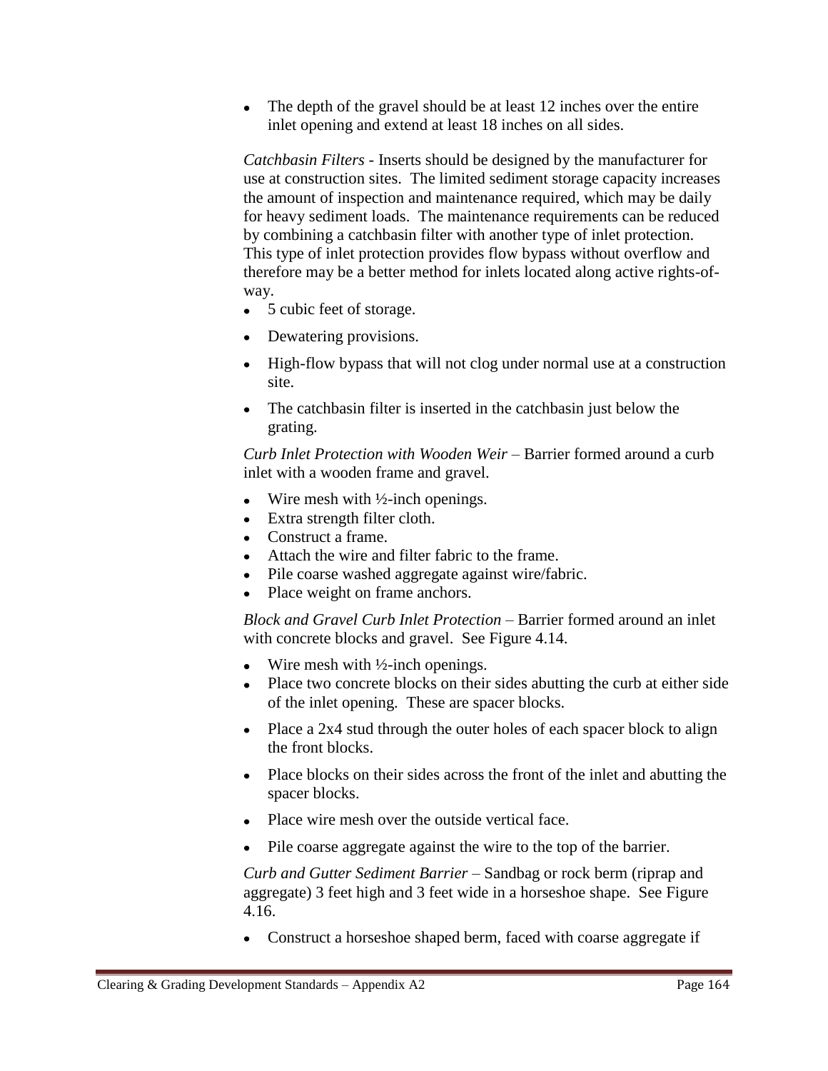- The depth of the gravel should be at least 12 inches over the entire inlet opening and extend at least 18 inches on all sides.

*Catchbasin Filters* - Inserts should be designed by the manufacturer for use at construction sites. The limited sediment storage capacity increases the amount of inspection and maintenance required, which may be daily for heavy sediment loads. The maintenance requirements can be reduced by combining a catchbasin filter with another type of inlet protection. This type of inlet protection provides flow bypass without overflow and therefore may be a better method for inlets located along active rights-of-way.

- 5 cubic feet of storage.
- Dewatering provisions.
- High-flow bypass that will not clog under normal use at a construction site.
- The catchbasin filter is inserted in the catchbasin just below the grating.

*Curb Inlet Protection with Wooden Weir* – Barrier formed around a curb inlet with a wooden frame and gravel.

- Wire mesh with ½-inch openings.
- Extra strength filter cloth.
- Construct a frame.
- Attach the wire and filter fabric to the frame.
- Pile coarse washed aggregate against wire/fabric.
- Place weight on frame anchors.

*Block and Gravel Curb Inlet Protection* – Barrier formed around an inlet with concrete blocks and gravel. See Figure 4.14.

- Wire mesh with ½-inch openings.
- Place two concrete blocks on their sides abutting the curb at either side of the inlet opening. These are spacer blocks.
- Place a 2x4 stud through the outer holes of each spacer block to align the front blocks.
- Place blocks on their sides across the front of the inlet and abutting the spacer blocks.
- Place wire mesh over the outside vertical face.
- Pile coarse aggregate against the wire to the top of the barrier.

*Curb and Gutter Sediment Barrier* – Sandbag or rock berm (riprap and aggregate) 3 feet high and 3 feet wide in a horseshoe shape. See Figure 4.16.

- Construct a horseshoe shaped berm, faced with coarse aggregate if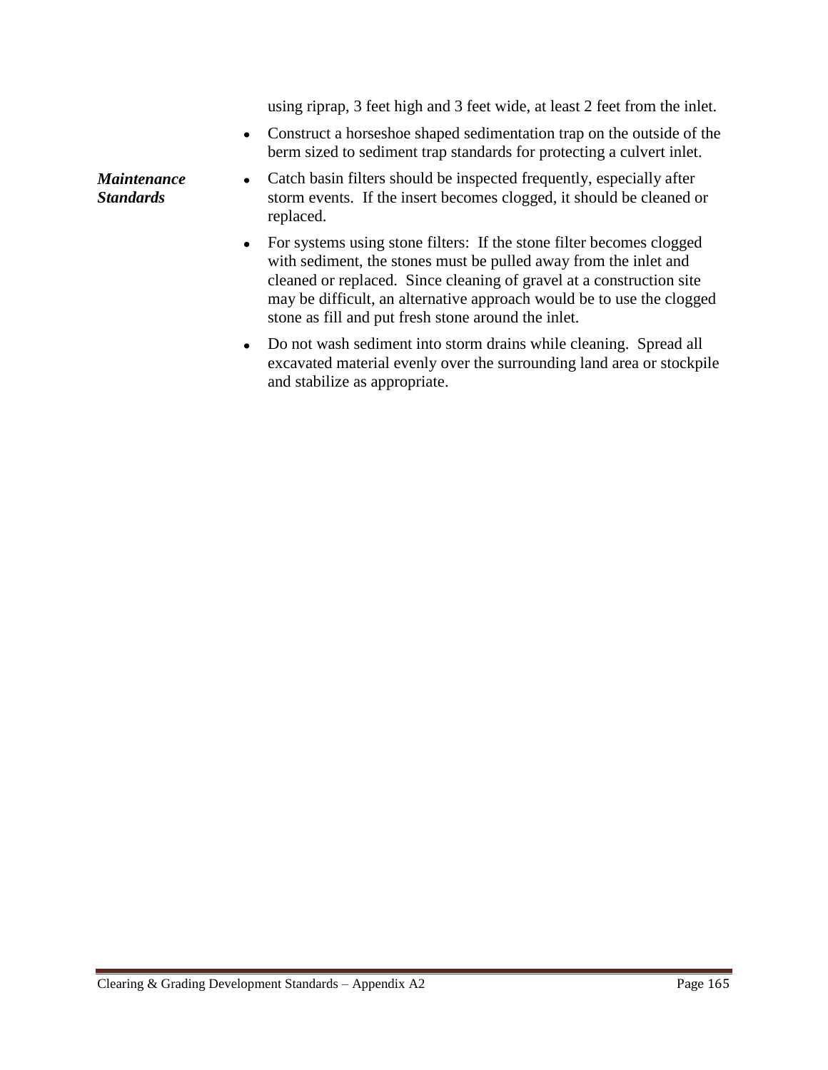using riprap, 3 feet high and 3 feet wide, at least 2 feet from the inlet.

- Construct a horseshoe shaped sedimentation trap on the outside of the berm sized to sediment trap standards for protecting a culvert inlet.

***Maintenance Standards***

- Catch basin filters should be inspected frequently, especially after storm events. If the insert becomes clogged, it should be cleaned or replaced.
- For systems using stone filters: If the stone filter becomes clogged with sediment, the stones must be pulled away from the inlet and cleaned or replaced. Since cleaning of gravel at a construction site may be difficult, an alternative approach would be to use the clogged stone as fill and put fresh stone around the inlet.
- Do not wash sediment into storm drains while cleaning. Spread all excavated material evenly over the surrounding land area or stockpile and stabilize as appropriate.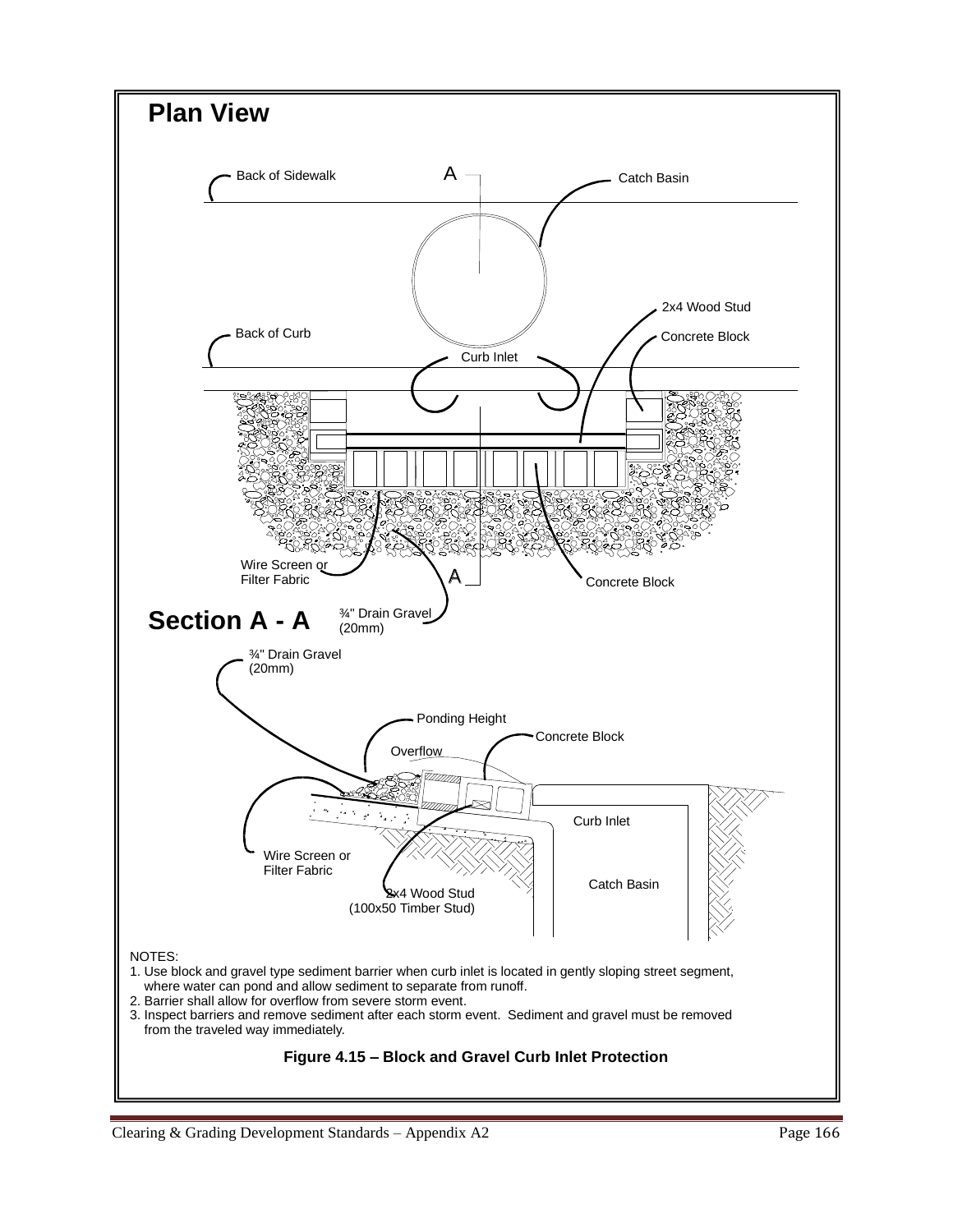## Plan View

Back of Sidewalk

A

Catch Basin

2x4 Wood Stud

Back of Curb

Concrete Block

Curb Inlet

Wire Screen or Filter Fabric

A

Concrete Block

## Section A - A

¾" Drain Gravel (20mm)

¾" Drain Gravel (20mm)

Ponding Height

Concrete Block

Overflow

Curb Inlet

Wire Screen or Filter Fabric

Catch Basin

2x4 Wood Stud (100x50 Timber Stud)

NOTES:

1. Use block and gravel type sediment barrier when curb inlet is located in gently sloping street segment, where water can pond and allow sediment to separate from runoff.
2. Barrier shall allow for overflow from severe storm event.
3. Inspect barriers and remove sediment after each storm event. Sediment and gravel must be removed from the traveled way immediately.

**Figure 4.15 – Block and Gravel Curb Inlet Protection**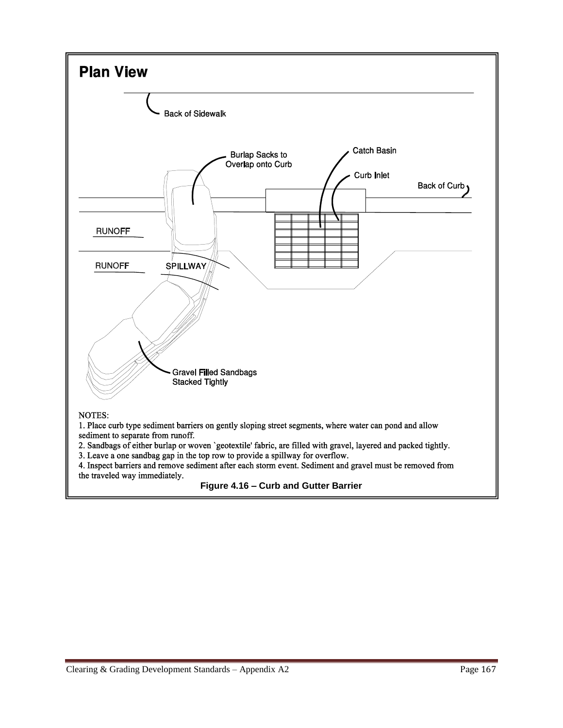## Plan View

Back of Sidewalk

Burlap Sacks to Overlap onto Curb

Catch Basin

Curb Inlet

Back of Curb

RUNOFF

RUNOFF

SPILLWAY

Gravel Filled Sandbags Stacked Tightly

NOTES:

1. Place curb type sediment barriers on gently sloping street segments, where water can pond and allow sediment to separate from runoff.
2. Sandbags of either burlap or woven `geotextile' fabric, are filled with gravel, layered and packed tightly.
3. Leave a one sandbag gap in the top row to provide a spillway for overflow.
4. Inspect barriers and remove sediment after each storm event. Sediment and gravel must be removed from the traveled way immediately.

**Figure 4.16 – Curb and Gutter Barrier**